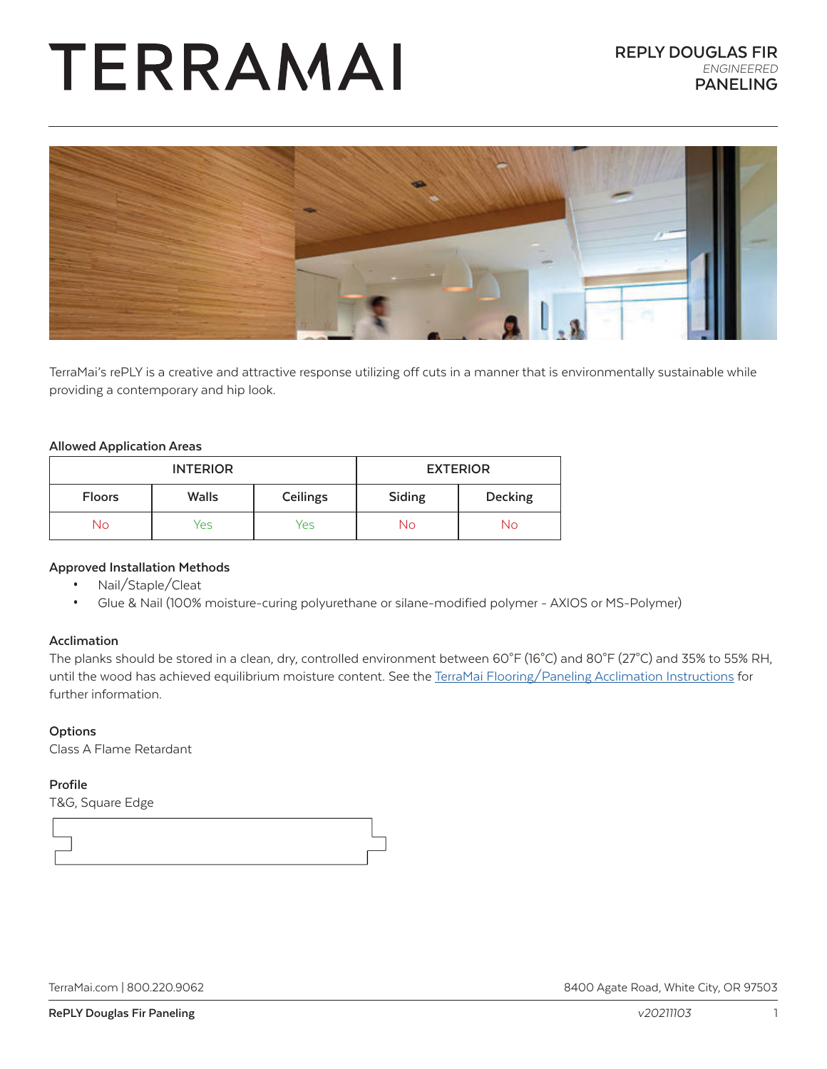# TERRAMAI

## REPLY DOUGLAS FIR
*ENGINEERED*
## PANELING

TerraMai's rePLY is a creative and attractive response utilizing off cuts in a manner that is environmentally sustainable while providing a contemporary and hip look.

### Allowed Application Areas

| INTERIOR | | | EXTERIOR | |
|---|---|---|---|---|
| Floors | Walls | Ceilings | Siding | Decking |
| No | Yes | Yes | No | No |

### Approved Installation Methods

- Nail/Staple/Cleat
- Glue & Nail (100% moisture-curing polyurethane or silane-modified polymer - AXIOS or MS-Polymer)

### Acclimation

The planks should be stored in a clean, dry, controlled environment between 60˚F (16˚C) and 80˚F (27˚C) and 35% to 55% RH, until the wood has achieved equilibrium moisture content. See the TerraMai Flooring/Paneling Acclimation Instructions for further information.

### Options

Class A Flame Retardant

### Profile

T&G, Square Edge

TerraMai.com | 800.220.9062

8400 Agate Road, White City, OR 97503

RePLY Douglas Fir Paneling

v20211103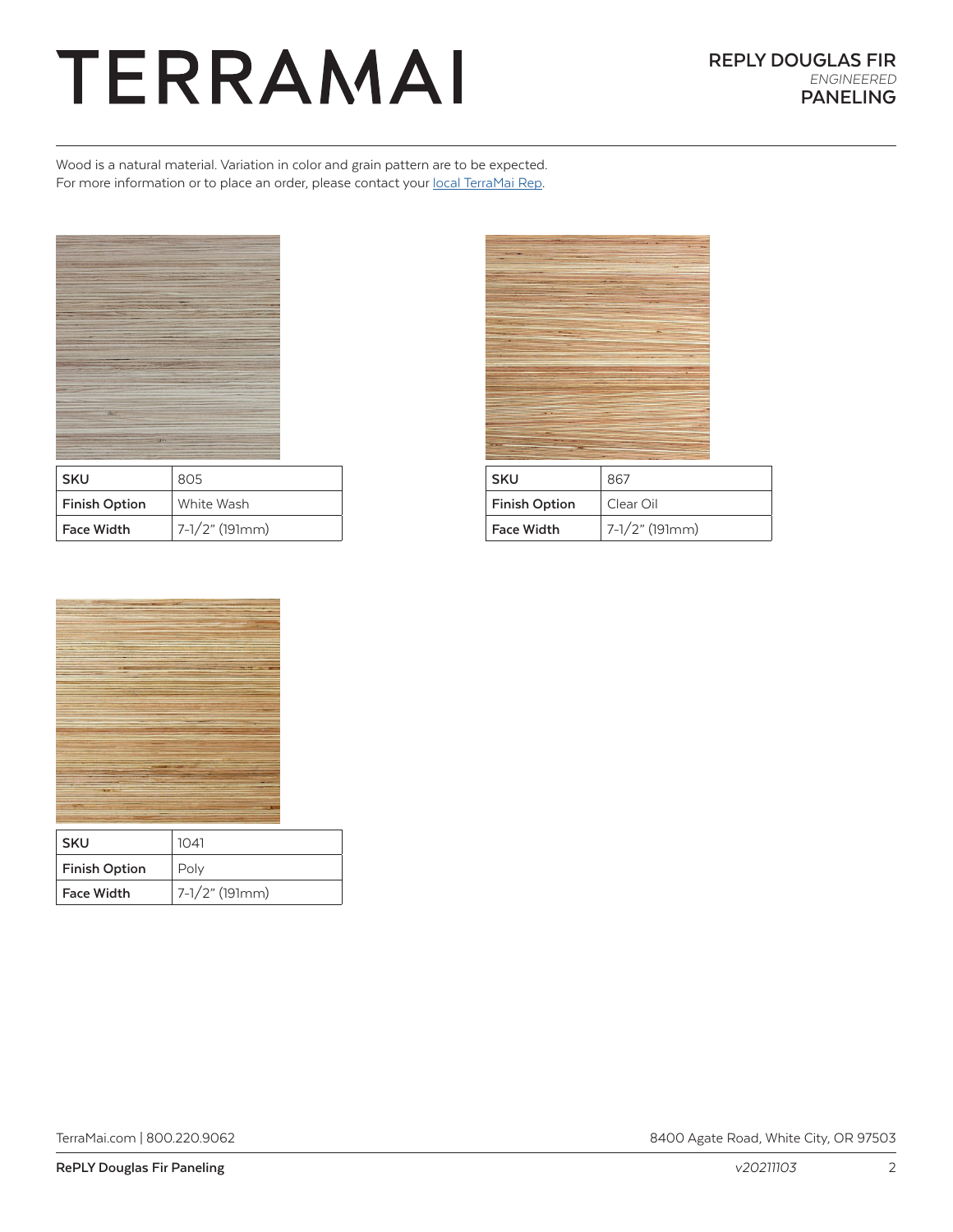Wood is a natural material. Variation in color and grain pattern are to be expected.
For more information or to place an order, please contact your [local TerraMai Rep](#).

| SKU | 805 |
|---|---|
| Finish Option | White Wash |
| Face Width | 7-1/2" (191mm) |

| SKU | 867 |
|---|---|
| Finish Option | Clear Oil |
| Face Width | 7-1/2" (191mm) |

| SKU | 1041 |
|---|---|
| Finish Option | Poly |
| Face Width | 7-1/2" (191mm) |

TerraMai.com | 800.220.9062

8400 Agate Road, White City, OR 97503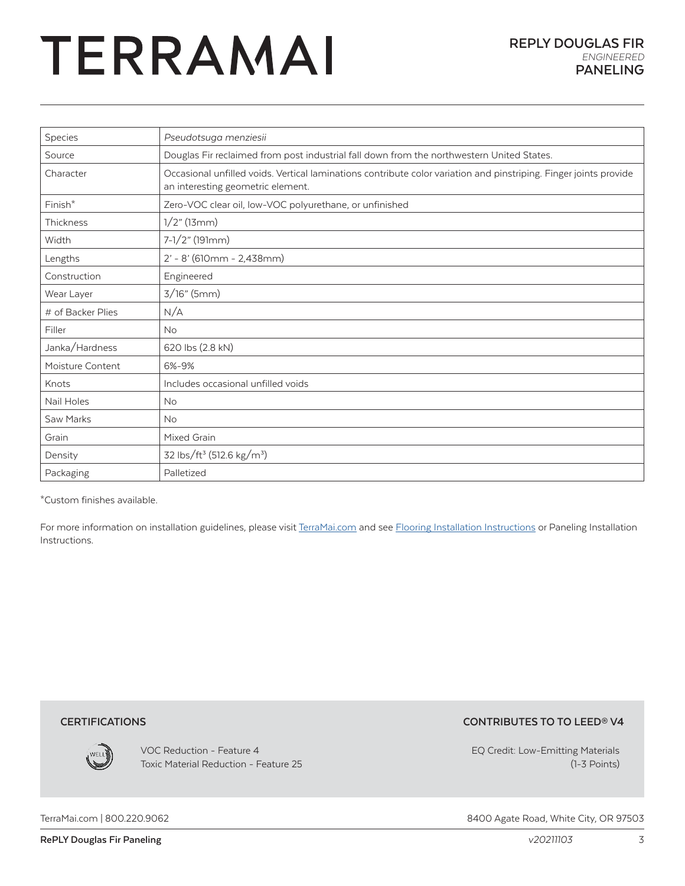# TERRAMAI

**REPLY DOUGLAS FIR**
*ENGINEERED*
**PANELING**

| | |
|---|---|
| Species | *Pseudotsuga menziesii* |
| Source | Douglas Fir reclaimed from post industrial fall down from the northwestern United States. |
| Character | Occasional unfilled voids. Vertical laminations contribute color variation and pinstriping. Finger joints provide an interesting geometric element. |
| Finish* | Zero-VOC clear oil, low-VOC polyurethane, or unfinished |
| Thickness | 1/2" (13mm) |
| Width | 7-1/2" (191mm) |
| Lengths | 2' - 8' (610mm - 2,438mm) |
| Construction | Engineered |
| Wear Layer | 3/16" (5mm) |
| # of Backer Plies | N/A |
| Filler | No |
| Janka/Hardness | 620 lbs (2.8 kN) |
| Moisture Content | 6%-9% |
| Knots | Includes occasional unfilled voids |
| Nail Holes | No |
| Saw Marks | No |
| Grain | Mixed Grain |
| Density | 32 lbs/ft$^3$ (512.6 kg/m$^3$) |
| Packaging | Palletized |

*Custom finishes available.

For more information on installation guidelines, please visit TerraMai.com and see Flooring Installation Instructions or Paneling Installation Instructions.

## CERTIFICATIONS

WELL

VOC Reduction - Feature 4
Toxic Material Reduction - Feature 25

## CONTRIBUTES TO TO LEED® V4

EQ Credit: Low-Emitting Materials (1-3 Points)

TerraMai.com | 800.220.9062

8400 Agate Road, White City, OR 97503